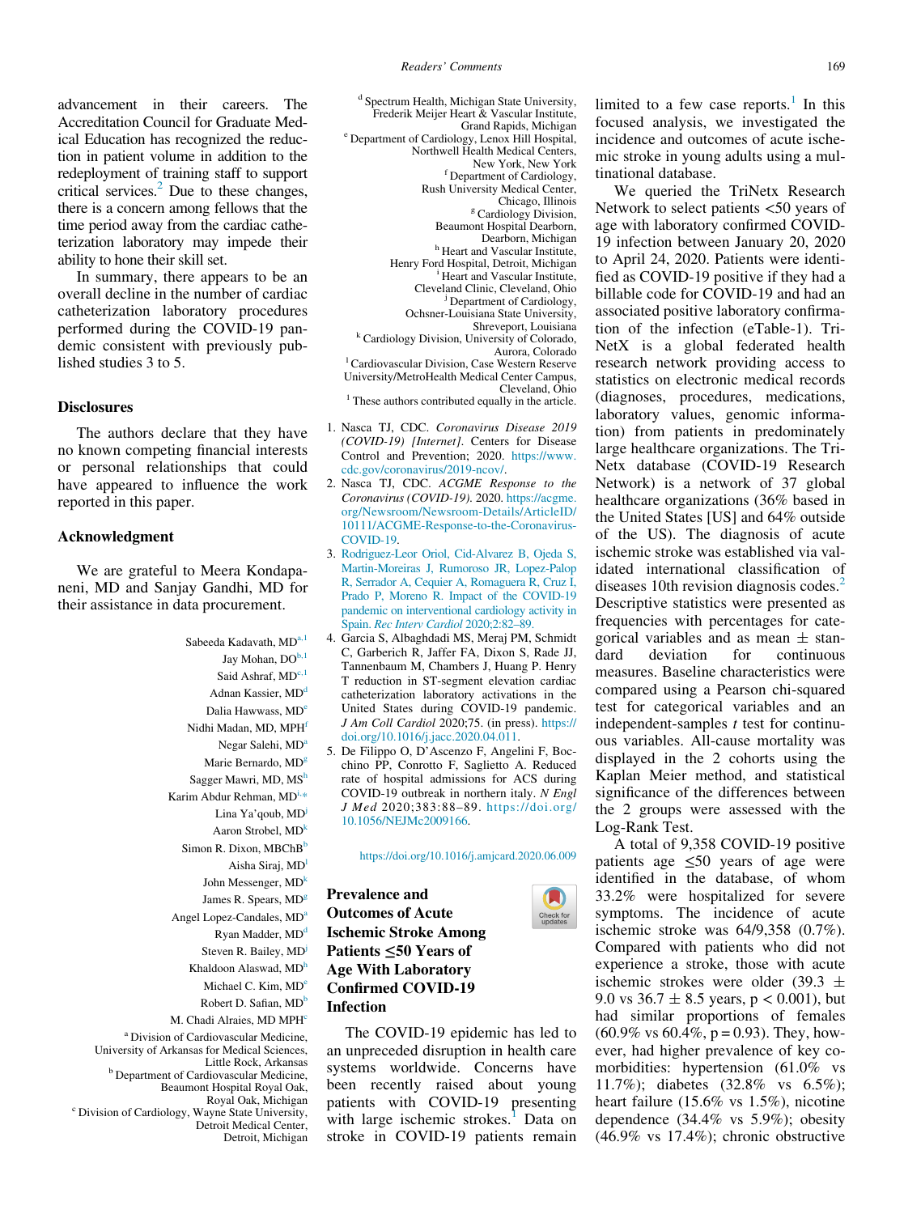advancement in their careers. The Accreditation Council for Graduate Medical Education has recognized the reduction in patient volume in addition to the redeployment of training staff to support critical services.[2] Due to these changes, there is a concern among fellows that the time period away from the cardiac catheterization laboratory may impede their ability to hone their skill set.

In summary, there appears to be an overall decline in the number of cardiac catheterization laboratory procedures performed during the COVID-19 pandemic consistent with previously published studies 3 to 5.

## Disclosures

The authors declare that they have no known competing financial interests or personal relationships that could have appeared to influence the work reported in this paper.

## Acknowledgment

We are grateful to Meera Kondapaneni, MD and Sanjay Gandhi, MD for their assistance in data procurement.

Sabeeda Kadavath, MD[a,1]
Jay Mohan, DO[b,1]
Said Ashraf, MD[c,1]
Adnan Kassier, MD[d]
Dalia Hawwass, MD[e]
Nidhi Madan, MD, MPH[f]
Negar Salehi, MD[a]
Marie Bernardo, MD[g]
Sagger Mawri, MD, MS[h]
Karim Abdur Rehman, MD[i,*]
Lina Ya'qoub, MD[j]
Aaron Strobel, MD[k]
Simon R. Dixon, MBChB[b]
Aisha Siraj, MD[l]
John Messenger, MD[k]
James R. Spears, MD[g]
Angel Lopez-Candales, MD[a]
Ryan Madder, MD[d]
Steven R. Bailey, MD[j]
Khaldoon Alaswad, MD[h]
Michael C. Kim, MD[e]
Robert D. Safian, MD[b]
M. Chadi Alraies, MD MPH[c]

[a] Division of Cardiovascular Medicine, University of Arkansas for Medical Sciences, Little Rock, Arkansas
[b] Department of Cardiovascular Medicine, Beaumont Hospital Royal Oak, Royal Oak, Michigan
[c] Division of Cardiology, Wayne State University, Detroit Medical Center, Detroit, Michigan
[d] Spectrum Health, Michigan State University, Frederik Meijer Heart & Vascular Institute, Grand Rapids, Michigan
[e] Department of Cardiology, Lenox Hill Hospital, Northwell Health Medical Centers, New York, New York
[f] Department of Cardiology, Rush University Medical Center, Chicago, Illinois
[g] Cardiology Division, Beaumont Hospital Dearborn, Dearborn, Michigan
[h] Heart and Vascular Institute, Henry Ford Hospital, Detroit, Michigan
[i] Heart and Vascular Institute, Cleveland Clinic, Cleveland, Ohio
[j] Department of Cardiology, Ochsner-Louisiana State University, Shreveport, Louisiana
[k] Cardiology Division, University of Colorado, Aurora, Colorado
[l] Cardiovascular Division, Case Western Reserve University/MetroHealth Medical Center Campus, Cleveland, Ohio
[1] These authors contributed equally in the article.

1. Nasca TJ, CDC. *Coronavirus Disease 2019 (COVID-19) [Internet]*. Centers for Disease Control and Prevention; 2020. https://www.cdc.gov/coronavirus/2019-ncov/.
2. Nasca TJ, CDC. *ACGME Response to the Coronavirus (COVID-19)*. 2020. https://acgme.org/Newsroom/Newsroom-Details/ArticleID/10111/ACGME-Response-to-the-Coronavirus-COVID-19.
3. Rodriguez-Leor Oriol, Cid-Alvarez B, Ojeda S, Martin-Moreiras J, Rumoroso JR, Lopez-Palop R, Serrador A, Cequier A, Romaguera R, Cruz I, Prado P, Moreno R. Impact of the COVID-19 pandemic on interventional cardiology activity in Spain. *Rec Interv Cardiol* 2020;2:82–89.
4. Garcia S, Albaghdadi MS, Meraj PM, Schmidt C, Garberich R, Jaffer FA, Dixon S, Rade JJ, Tannenbaum M, Chambers J, Huang P. Henry T reduction in ST-segment elevation cardiac catheterization laboratory activations in the United States during COVID-19 pandemic. *J Am Coll Cardiol* 2020;75. (in press). https://doi.org/10.1016/j.jacc.2020.04.011.
5. De Filippo O, D'Ascenzo F, Angelini F, Bocchino PP, Conrotto F, Saglietto A. Reduced rate of hospital admissions for ACS during COVID-19 outbreak in northern italy. *N Engl J Med* 2020;383:88–89. https://doi.org/10.1056/NEJMc2009166.

https://doi.org/10.1016/j.amjcard.2020.06.009

## Prevalence and Outcomes of Acute Ischemic Stroke Among Patients ≤50 Years of Age With Laboratory Confirmed COVID-19 Infection

The COVID-19 epidemic has led to an unpreceded disruption in health care systems worldwide. Concerns have been recently raised about young patients with COVID-19 presenting with large ischemic strokes.[1] Data on stroke in COVID-19 patients remain limited to a few case reports.[1] In this focused analysis, we investigated the incidence and outcomes of acute ischemic stroke in young adults using a multinational database.

We queried the TriNetx Research Network to select patients <50 years of age with laboratory confirmed COVID-19 infection between January 20, 2020 to April 24, 2020. Patients were identified as COVID-19 positive if they had a billable code for COVID-19 and had an associated positive laboratory confirmation of the infection (eTable-1). TriNetX is a global federated health research network providing access to statistics on electronic medical records (diagnoses, procedures, medications, laboratory values, genomic information) from patients in predominately large healthcare organizations. The TriNetx database (COVID-19 Research Network) is a network of 37 global healthcare organizations (36% based in the United States [US] and 64% outside of the US). The diagnosis of acute ischemic stroke was established via validated international classification of diseases 10th revision diagnosis codes.[2] Descriptive statistics were presented as frequencies with percentages for categorical variables and as mean ± standard deviation for continuous measures. Baseline characteristics were compared using a Pearson chi-squared test for categorical variables and an independent-samples *t* test for continuous variables. All-cause mortality was displayed in the 2 cohorts using the Kaplan Meier method, and statistical significance of the differences between the 2 groups were assessed with the Log-Rank Test.

A total of 9,358 COVID-19 positive patients age ≤50 years of age were identified in the database, of whom 33.2% were hospitalized for severe symptoms. The incidence of acute ischemic stroke was 64/9,358 (0.7%). Compared with patients who did not experience a stroke, those with acute ischemic strokes were older (39.3 ± 9.0 vs 36.7 ± 8.5 years, $p < 0.001$), but had similar proportions of females (60.9% vs 60.4%, $p = 0.93$). They, however, had higher prevalence of key comorbidities: hypertension (61.0% vs 11.7%); diabetes (32.8% vs 6.5%); heart failure (15.6% vs 1.5%), nicotine dependence (34.4% vs 5.9%); obesity (46.9% vs 17.4%); chronic obstructive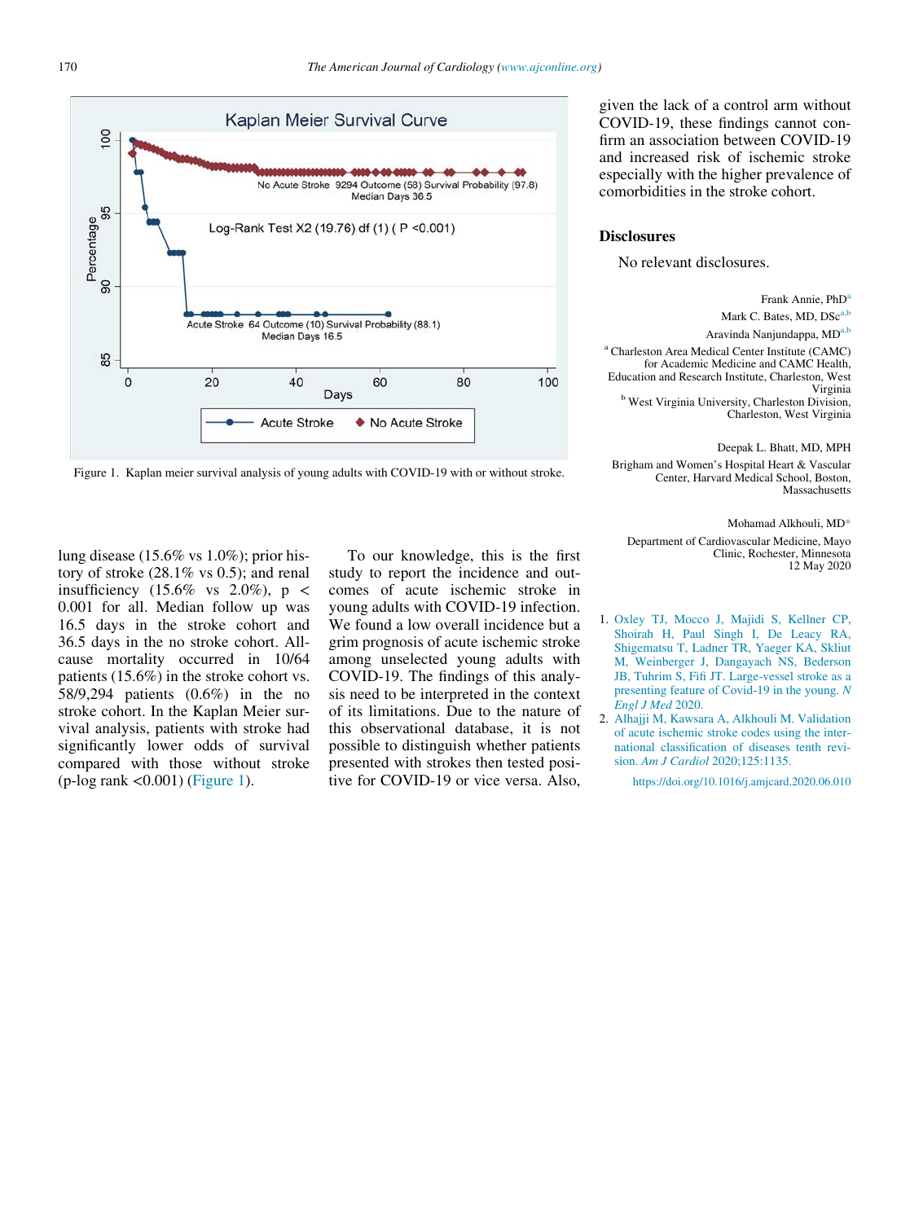Kaplan Meier Survival Curve

Percentage

100

95

90

85

No Acute Stroke 9294 Outcome (58) Survival Probability (97.8)
Median Days 36.5

Log-Rank Test X2 (19.76) df (1) ( P <0.001)

Acute Stroke 64 Outcome (10) Survival Probability (88.1)
Median Days 16.5

0 20 40 60 80 100

Days

Acute Stroke   No Acute Stroke

Figure 1. Kaplan meier survival analysis of young adults with COVID-19 with or without stroke.

lung disease (15.6% vs 1.0%); prior history of stroke (28.1% vs 0.5); and renal insufficiency (15.6% vs 2.0%), p < 0.001 for all. Median follow up was 16.5 days in the stroke cohort and 36.5 days in the no stroke cohort. All-cause mortality occurred in 10/64 patients (15.6%) in the stroke cohort vs. 58/9,294 patients (0.6%) in the no stroke cohort. In the Kaplan Meier survival analysis, patients with stroke had significantly lower odds of survival compared with those without stroke (p-log rank <0.001) (Figure 1).

To our knowledge, this is the first study to report the incidence and outcomes of acute ischemic stroke in young adults with COVID-19 infection. We found a low overall incidence but a grim prognosis of acute ischemic stroke among unselected young adults with COVID-19. The findings of this analysis need to be interpreted in the context of its limitations. Due to the nature of this observational database, it is not possible to distinguish whether patients presented with strokes then tested positive for COVID-19 or vice versa. Also, given the lack of a control arm without COVID-19, these findings cannot confirm an association between COVID-19 and increased risk of ischemic stroke especially with the higher prevalence of comorbidities in the stroke cohort.

## Disclosures

No relevant disclosures.

Frank Annie, PhD[a]
Mark C. Bates, MD, DSc[a,b]
Aravinda Nanjundappa, MD[a,b]

[a] Charleston Area Medical Center Institute (CAMC) for Academic Medicine and CAMC Health, Education and Research Institute, Charleston, West Virginia

[b] West Virginia University, Charleston Division, Charleston, West Virginia

Deepak L. Bhatt, MD, MPH

Brigham and Women's Hospital Heart & Vascular Center, Harvard Medical School, Boston, Massachusetts

Mohamad Alkhouli, MD*

Department of Cardiovascular Medicine, Mayo Clinic, Rochester, Minnesota
12 May 2020

1. Oxley TJ, Mocco J, Majidi S, Kellner CP, Shoirah H, Paul Singh I, De Leacy RA, Shigematsu T, Ladner TR, Yaeger KA, Skliut M, Weinberger J, Dangayach NS, Bederson JB, Tuhrim S, Fifi JT. Large-vessel stroke as a presenting feature of Covid-19 in the young. *N Engl J Med* 2020.
2. Alhajji M, Kawsara A, Alkhouli M. Validation of acute ischemic stroke codes using the international classification of diseases tenth revision. *Am J Cardiol* 2020;125:1135.

https://doi.org/10.1016/j.amjcard.2020.06.010